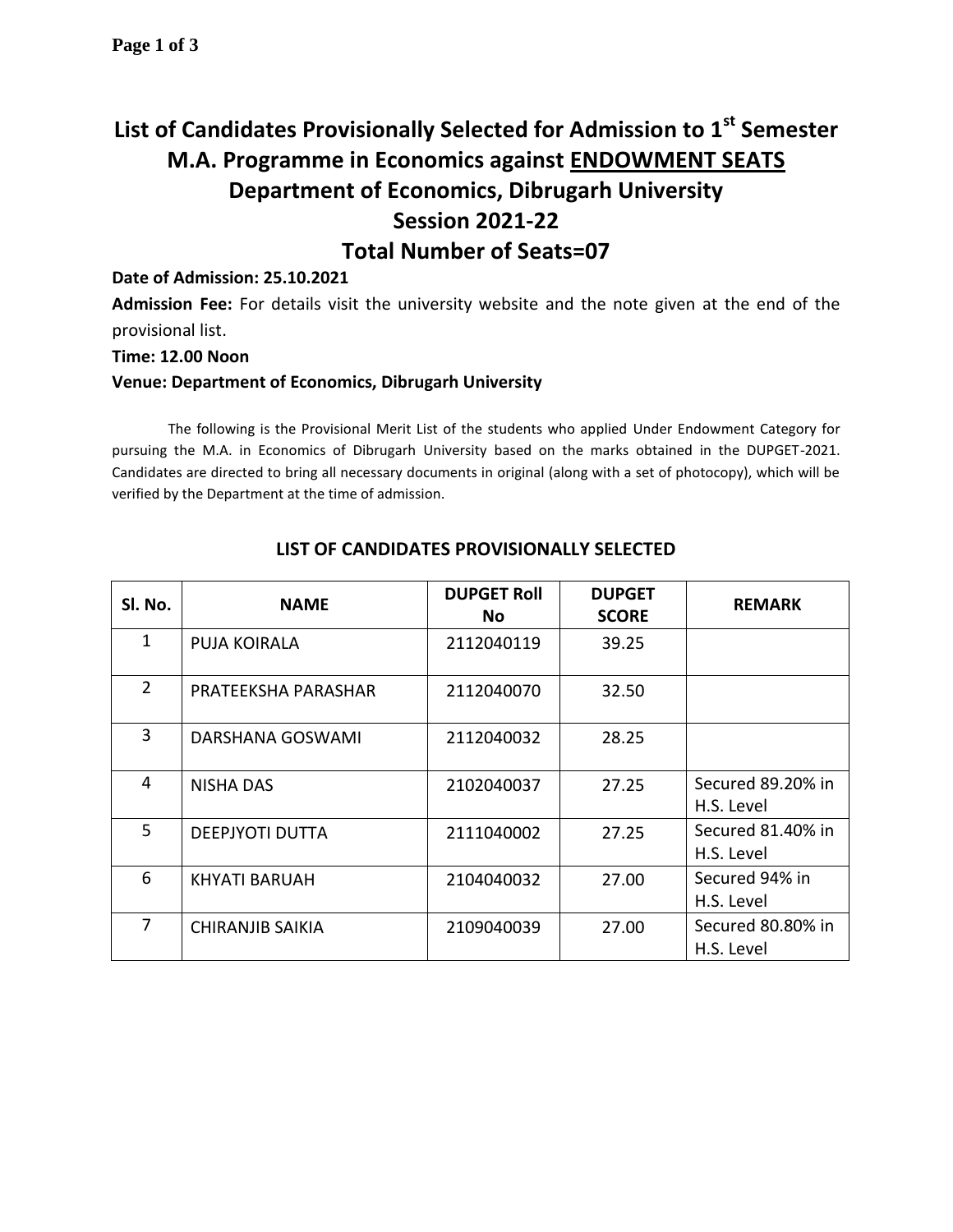# List of Candidates Provisionally Selected for Admission to 1st Semester M.A. Programme in Economics against ENDOWMENT SEATS

## Department of Economics, Dibrugarh University

## Session 2021-22

## Total Number of Seats=07

**Date of Admission: 25.10.2021**

**Admission Fee:** For details visit the university website and the note given at the end of the provisional list.

**Time: 12.00 Noon**

**Venue: Department of Economics, Dibrugarh University**

The following is the Provisional Merit List of the students who applied Under Endowment Category for pursuing the M.A. in Economics of Dibrugarh University based on the marks obtained in the DUPGET-2021. Candidates are directed to bring all necessary documents in original (along with a set of photocopy), which will be verified by the Department at the time of admission.

### LIST OF CANDIDATES PROVISIONALLY SELECTED

| Sl. No. | NAME | DUPGET Roll No | DUPGET SCORE | REMARK |
|---|---|---|---|---|
| 1 | PUJA KOIRALA | 2112040119 | 39.25 | |
| 2 | PRATEEKSHA PARASHAR | 2112040070 | 32.50 | |
| 3 | DARSHANA GOSWAMI | 2112040032 | 28.25 | |
| 4 | NISHA DAS | 2102040037 | 27.25 | Secured 89.20% in H.S. Level |
| 5 | DEEPJYOTI DUTTA | 2111040002 | 27.25 | Secured 81.40% in H.S. Level |
| 6 | KHYATI BARUAH | 2104040032 | 27.00 | Secured 94% in H.S. Level |
| 7 | CHIRANJIB SAIKIA | 2109040039 | 27.00 | Secured 80.80% in H.S. Level |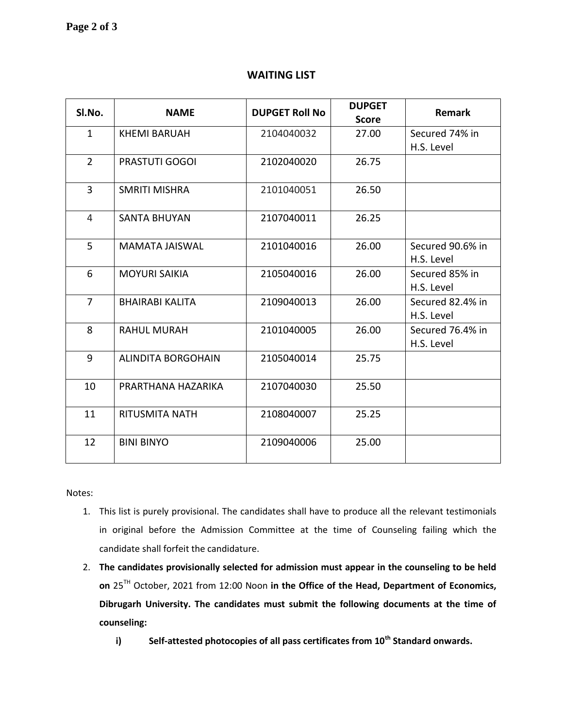## WAITING LIST

| Sl.No. | NAME | DUPGET Roll No | DUPGET Score | Remark |
|---|---|---|---|---|
| 1 | KHEMI BARUAH | 2104040032 | 27.00 | Secured 74% in H.S. Level |
| 2 | PRASTUTI GOGOI | 2102040020 | 26.75 | |
| 3 | SMRITI MISHRA | 2101040051 | 26.50 | |
| 4 | SANTA BHUYAN | 2107040011 | 26.25 | |
| 5 | MAMATA JAISWAL | 2101040016 | 26.00 | Secured 90.6% in H.S. Level |
| 6 | MOYURI SAIKIA | 2105040016 | 26.00 | Secured 85% in H.S. Level |
| 7 | BHAIRABI KALITA | 2109040013 | 26.00 | Secured 82.4% in H.S. Level |
| 8 | RAHUL MURAH | 2101040005 | 26.00 | Secured 76.4% in H.S. Level |
| 9 | ALINDITA BORGOHAIN | 2105040014 | 25.75 | |
| 10 | PRARTHANA HAZARIKA | 2107040030 | 25.50 | |
| 11 | RITUSMITA NATH | 2108040007 | 25.25 | |
| 12 | BINI BINYO | 2109040006 | 25.00 | |

Notes:

1. This list is purely provisional. The candidates shall have to produce all the relevant testimonials in original before the Admission Committee at the time of Counseling failing which the candidate shall forfeit the candidature.
2. **The candidates provisionally selected for admission must appear in the counseling to be held on** 25TH October, 2021 from 12:00 Noon **in the Office of the Head, Department of Economics, Dibrugarh University. The candidates must submit the following documents at the time of counseling:**
   i) **Self-attested photocopies of all pass certificates from 10th Standard onwards.**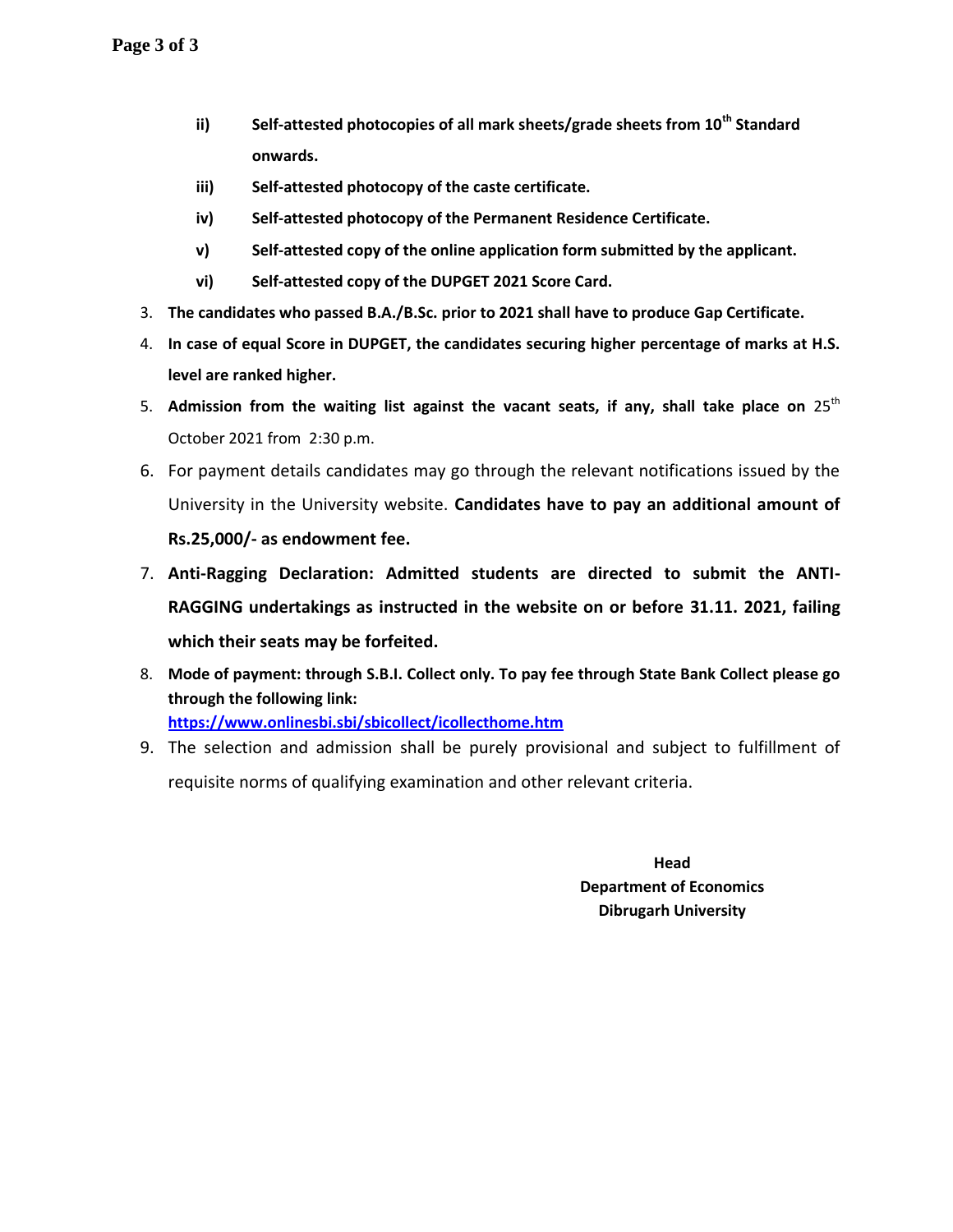ii) **Self-attested photocopies of all mark sheets/grade sheets from 10th Standard onwards.**

iii) **Self-attested photocopy of the caste certificate.**

iv) **Self-attested photocopy of the Permanent Residence Certificate.**

v) **Self-attested copy of the online application form submitted by the applicant.**

vi) **Self-attested copy of the DUPGET 2021 Score Card.**

3. **The candidates who passed B.A./B.Sc. prior to 2021 shall have to produce Gap Certificate.**
4. **In case of equal Score in DUPGET, the candidates securing higher percentage of marks at H.S. level are ranked higher.**
5. **Admission from the waiting list against the vacant seats, if any, shall take place on** 25th October 2021 from 2:30 p.m.
6. For payment details candidates may go through the relevant notifications issued by the University in the University website. **Candidates have to pay an additional amount of Rs.25,000/- as endowment fee.**
7. **Anti-Ragging Declaration: Admitted students are directed to submit the ANTI-RAGGING undertakings as instructed in the website on or before 31.11. 2021, failing which their seats may be forfeited.**
8. **Mode of payment: through S.B.I. Collect only. To pay fee through State Bank Collect please go through the following link:** [https://www.onlinesbi.sbi/sbicollect/icollecthome.htm](https://www.onlinesbi.sbi/sbicollect/icollecthome.htm)
9. The selection and admission shall be purely provisional and subject to fulfillment of requisite norms of qualifying examination and other relevant criteria.

**Head**
**Department of Economics**
**Dibrugarh University**